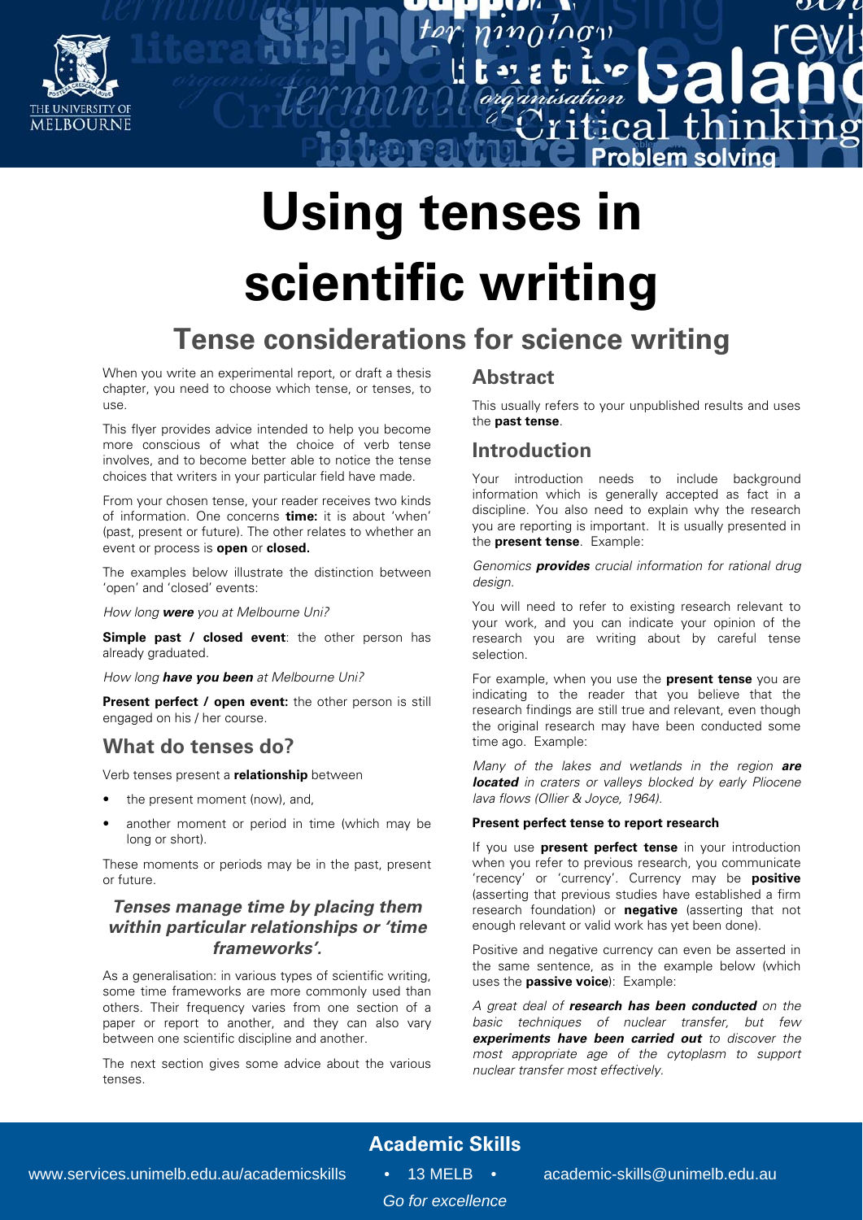# Using tenses in scientific writing

## Tense considerations for science writing

When you write an experimental report, or draft a thesis chapter, you need to choose which tense, or tenses, to use.

This flyer provides advice intended to help you become more conscious of what the choice of verb tense involves, and to become better able to notice the tense choices that writers in your particular field have made.

From your chosen tense, your reader receives two kinds of information. One concerns **time:** it is about 'when' (past, present or future). The other relates to whether an event or process is **open** or **closed.**

The examples below illustrate the distinction between 'open' and 'closed' events:

*How long **were** you at Melbourne Uni?*

**Simple past / closed event**: the other person has already graduated.

*How long **have you been** at Melbourne Uni?*

**Present perfect / open event:** the other person is still engaged on his / her course.

### What do tenses do?

Verb tenses present a **relationship** between

- the present moment (now), and,
- another moment or period in time (which may be long or short).

These moments or periods may be in the past, present or future.

***Tenses manage time by placing them within particular relationships or 'time frameworks'.***

As a generalisation: in various types of scientific writing, some time frameworks are more commonly used than others. Their frequency varies from one section of a paper or report to another, and they can also vary between one scientific discipline and another.

The next section gives some advice about the various tenses.

### Abstract

This usually refers to your unpublished results and uses the **past tense**.

### Introduction

Your introduction needs to include background information which is generally accepted as fact in a discipline. You also need to explain why the research you are reporting is important. It is usually presented in the **present tense**. Example:

*Genomics **provides** crucial information for rational drug design.*

You will need to refer to existing research relevant to your work, and you can indicate your opinion of the research you are writing about by careful tense selection.

For example, when you use the **present tense** you are indicating to the reader that you believe that the research findings are still true and relevant, even though the original research may have been conducted some time ago. Example:

*Many of the lakes and wetlands in the region **are located** in craters or valleys blocked by early Pliocene lava flows (Ollier & Joyce, 1964).*

**Present perfect tense to report research**

If you use **present perfect tense** in your introduction when you refer to previous research, you communicate 'recency' or 'currency'. Currency may be **positive** (asserting that previous studies have established a firm research foundation) or **negative** (asserting that not enough relevant or valid work has yet been done).

Positive and negative currency can even be asserted in the same sentence, as in the example below (which uses the **passive voice**): Example:

*A great deal of **research has been conducted** on the basic techniques of nuclear transfer, but few **experiments have been carried out** to discover the most appropriate age of the cytoplasm to support nuclear transfer most effectively.*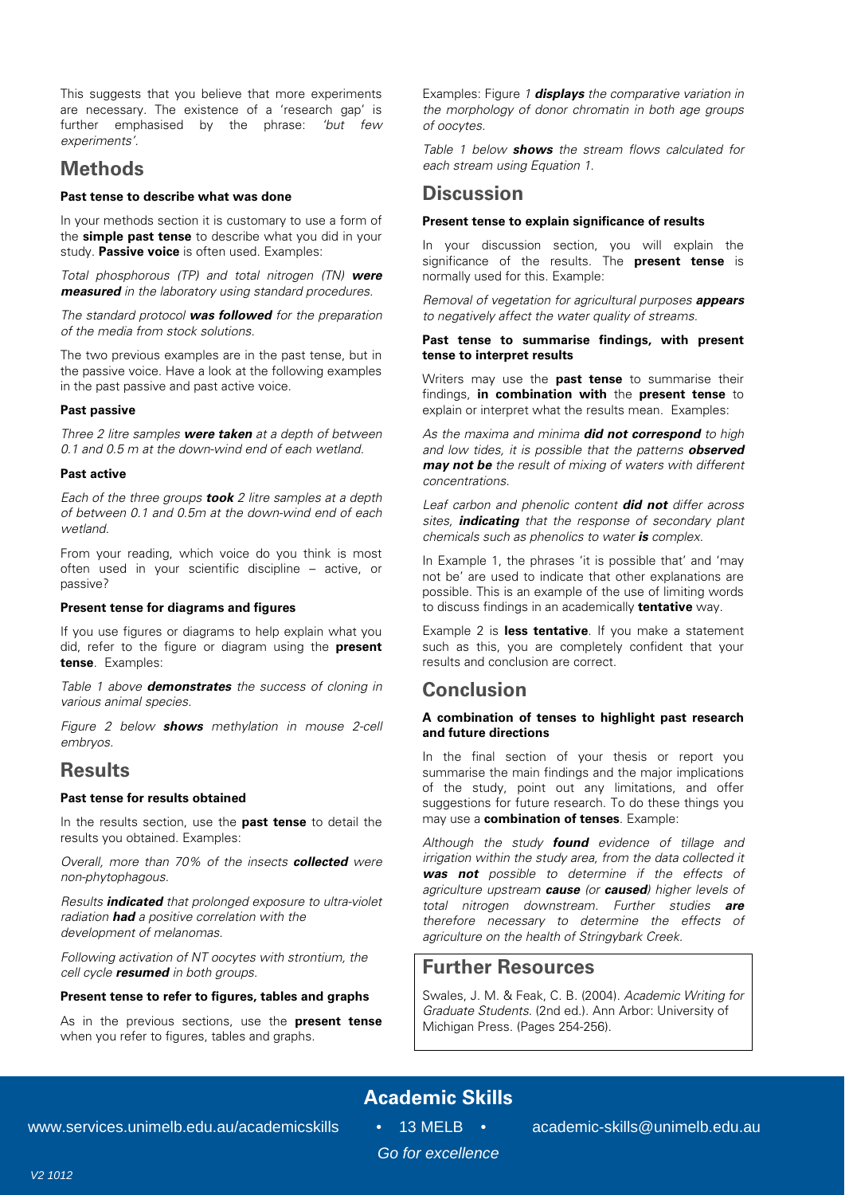This suggests that you believe that more experiments are necessary. The existence of a 'research gap' is further emphasised by the phrase: *'but few experiments'.*

## Methods

**Past tense to describe what was done**

In your methods section it is customary to use a form of the **simple past tense** to describe what you did in your study. **Passive voice** is often used. Examples:

*Total phosphorous (TP) and total nitrogen (TN)* ***were measured*** *in the laboratory using standard procedures.*

*The standard protocol* ***was followed*** *for the preparation of the media from stock solutions.*

The two previous examples are in the past tense, but in the passive voice. Have a look at the following examples in the past passive and past active voice.

**Past passive**

*Three 2 litre samples* ***were taken*** *at a depth of between 0.1 and 0.5 m at the down-wind end of each wetland.*

**Past active**

*Each of the three groups* ***took*** *2 litre samples at a depth of between 0.1 and 0.5m at the down-wind end of each wetland.*

From your reading, which voice do you think is most often used in your scientific discipline – active, or passive?

**Present tense for diagrams and figures**

If you use figures or diagrams to help explain what you did, refer to the figure or diagram using the **present tense**. Examples:

*Table 1 above* ***demonstrates*** *the success of cloning in various animal species.*

*Figure 2 below* ***shows*** *methylation in mouse 2-cell embryos.*

## Results

**Past tense for results obtained**

In the results section, use the **past tense** to detail the results you obtained. Examples:

*Overall, more than 70% of the insects* ***collected*** *were non-phytophagous.*

*Results* ***indicated*** *that prolonged exposure to ultra-violet radiation* ***had*** *a positive correlation with the development of melanomas.*

*Following activation of NT oocytes with strontium, the cell cycle* ***resumed*** *in both groups.*

**Present tense to refer to figures, tables and graphs**

As in the previous sections, use the **present tense** when you refer to figures, tables and graphs.

Examples: Figure *1* ***displays*** *the comparative variation in the morphology of donor chromatin in both age groups of oocytes.*

*Table 1 below* ***shows*** *the stream flows calculated for each stream using Equation 1.*

## Discussion

**Present tense to explain significance of results**

In your discussion section, you will explain the significance of the results. The **present tense** is normally used for this. Example:

*Removal of vegetation for agricultural purposes* ***appears*** *to negatively affect the water quality of streams.*

**Past tense to summarise findings, with present tense to interpret results**

Writers may use the **past tense** to summarise their findings, **in combination with** the **present tense** to explain or interpret what the results mean. Examples:

*As the maxima and minima* ***did not correspond*** *to high and low tides, it is possible that the patterns* ***observed may not be*** *the result of mixing of waters with different concentrations.*

*Leaf carbon and phenolic content* ***did not*** *differ across sites,* ***indicating*** *that the response of secondary plant chemicals such as phenolics to water* ***is*** *complex.*

In Example 1, the phrases 'it is possible that' and 'may not be' are used to indicate that other explanations are possible. This is an example of the use of limiting words to discuss findings in an academically **tentative** way.

Example 2 is **less tentative**. If you make a statement such as this, you are completely confident that your results and conclusion are correct.

## Conclusion

**A combination of tenses to highlight past research and future directions**

In the final section of your thesis or report you summarise the main findings and the major implications of the study, point out any limitations, and offer suggestions for future research. To do these things you may use a **combination of tenses**. Example:

*Although the study* ***found*** *evidence of tillage and irrigation within the study area, from the data collected it* ***was not*** *possible to determine if the effects of agriculture upstream* ***cause*** *(or* ***caused****) higher levels of total nitrogen downstream. Further studies* ***are*** *therefore necessary to determine the effects of agriculture on the health of Stringybark Creek.*

## Further Resources

Swales, J. M. & Feak, C. B. (2004). *Academic Writing for Graduate Students.* (2nd ed.). Ann Arbor: University of Michigan Press. (Pages 254-256).

**Academic Skills**

www.services.unimelb.edu.au/academicskills • 13 MELB • academic-skills@unimelb.edu.au

*Go for excellence*

*V2 1012*